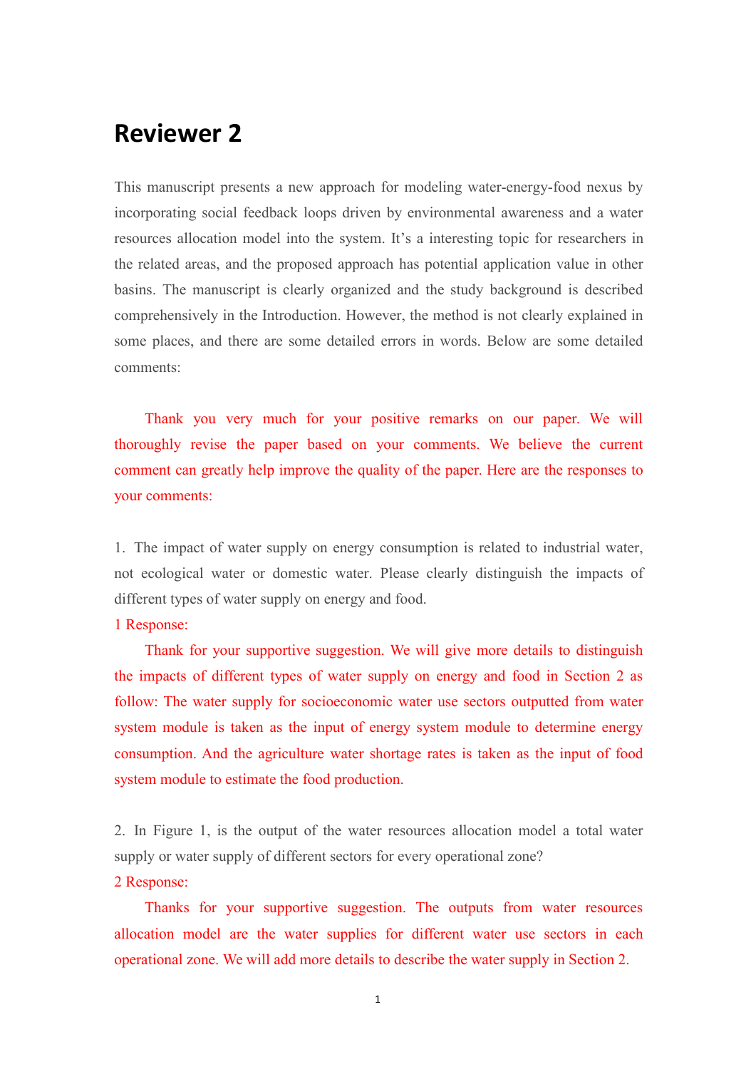# Reviewer 2

This manuscript presents a new approach for modeling water-energy-food nexus by incorporating social feedback loops driven by environmental awareness and a water resources allocation model into the system. It's a interesting topic for researchers in the related areas, and the proposed approach has potential application value in other basins. The manuscript is clearly organized and the study background is described comprehensively in the Introduction. However, the method is not clearly explained in some places, and there are some detailed errors in words. Below are some detailed comments:

Thank you very much for your positive remarks on our paper. We will thoroughly revise the paper based on your comments. We believe the current comment can greatly help improve the quality of the paper. Here are the responses to your comments:

1. The impact of water supply on energy consumption is related to industrial water, not ecological water or domestic water. Please clearly distinguish the impacts of different types of water supply on energy and food.

1 Response:

Thank for your supportive suggestion. We will give more details to distinguish the impacts of different types of water supply on energy and food in Section 2 as follow: The water supply for socioeconomic water use sectors outputted from water system module is taken as the input of energy system module to determine energy consumption. And the agriculture water shortage rates is taken as the input of food system module to estimate the food production.

2. In Figure 1, is the output of the water resources allocation model a total water supply or water supply of different sectors for every operational zone?

2 Response:

Thanks for your supportive suggestion. The outputs from water resources allocation model are the water supplies for different water use sectors in each operational zone. We will add more details to describe the water supply in Section 2.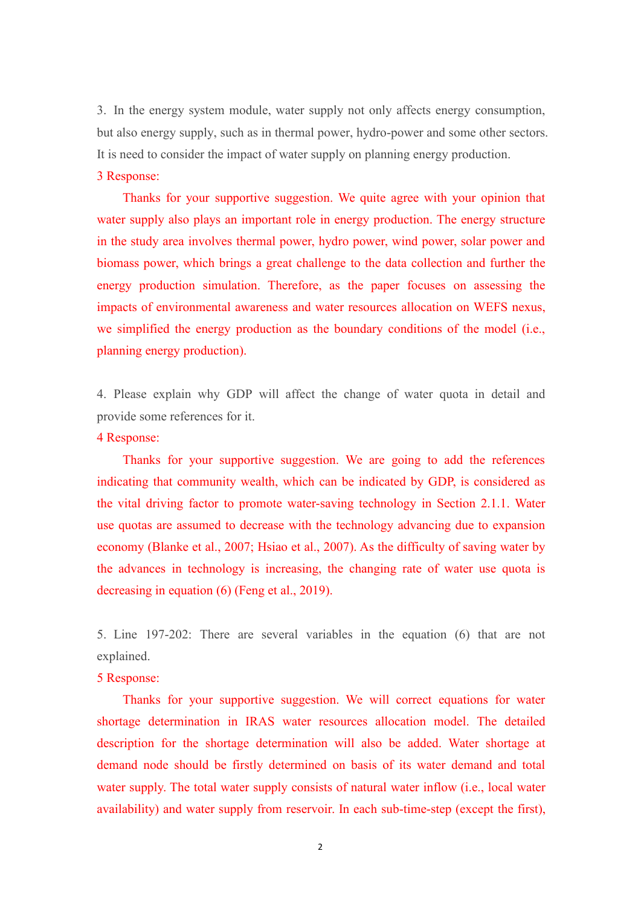3. In the energy system module, water supply not only affects energy consumption, but also energy supply, such as in thermal power, hydro-power and some other sectors. It is need to consider the impact of water supply on planning energy production.

3 Response:

Thanks for your supportive suggestion. We quite agree with your opinion that water supply also plays an important role in energy production. The energy structure in the study area involves thermal power, hydro power, wind power, solar power and biomass power, which brings a great challenge to the data collection and further the energy production simulation. Therefore, as the paper focuses on assessing the impacts of environmental awareness and water resources allocation on WEFS nexus, we simplified the energy production as the boundary conditions of the model (i.e., planning energy production).

4. Please explain why GDP will affect the change of water quota in detail and provide some references for it.

4 Response:

Thanks for your supportive suggestion. We are going to add the references indicating that community wealth, which can be indicated by GDP, is considered as the vital driving factor to promote water-saving technology in Section 2.1.1. Water use quotas are assumed to decrease with the technology advancing due to expansion economy (Blanke et al., 2007; Hsiao et al., 2007). As the difficulty of saving water by the advances in technology is increasing, the changing rate of water use quota is decreasing in equation (6) (Feng et al., 2019).

5. Line 197-202: There are several variables in the equation (6) that are not explained.

5 Response:

Thanks for your supportive suggestion. We will correct equations for water shortage determination in IRAS water resources allocation model. The detailed description for the shortage determination will also be added. Water shortage at demand node should be firstly determined on basis of its water demand and total water supply. The total water supply consists of natural water inflow (i.e., local water availability) and water supply from reservoir. In each sub-time-step (except the first),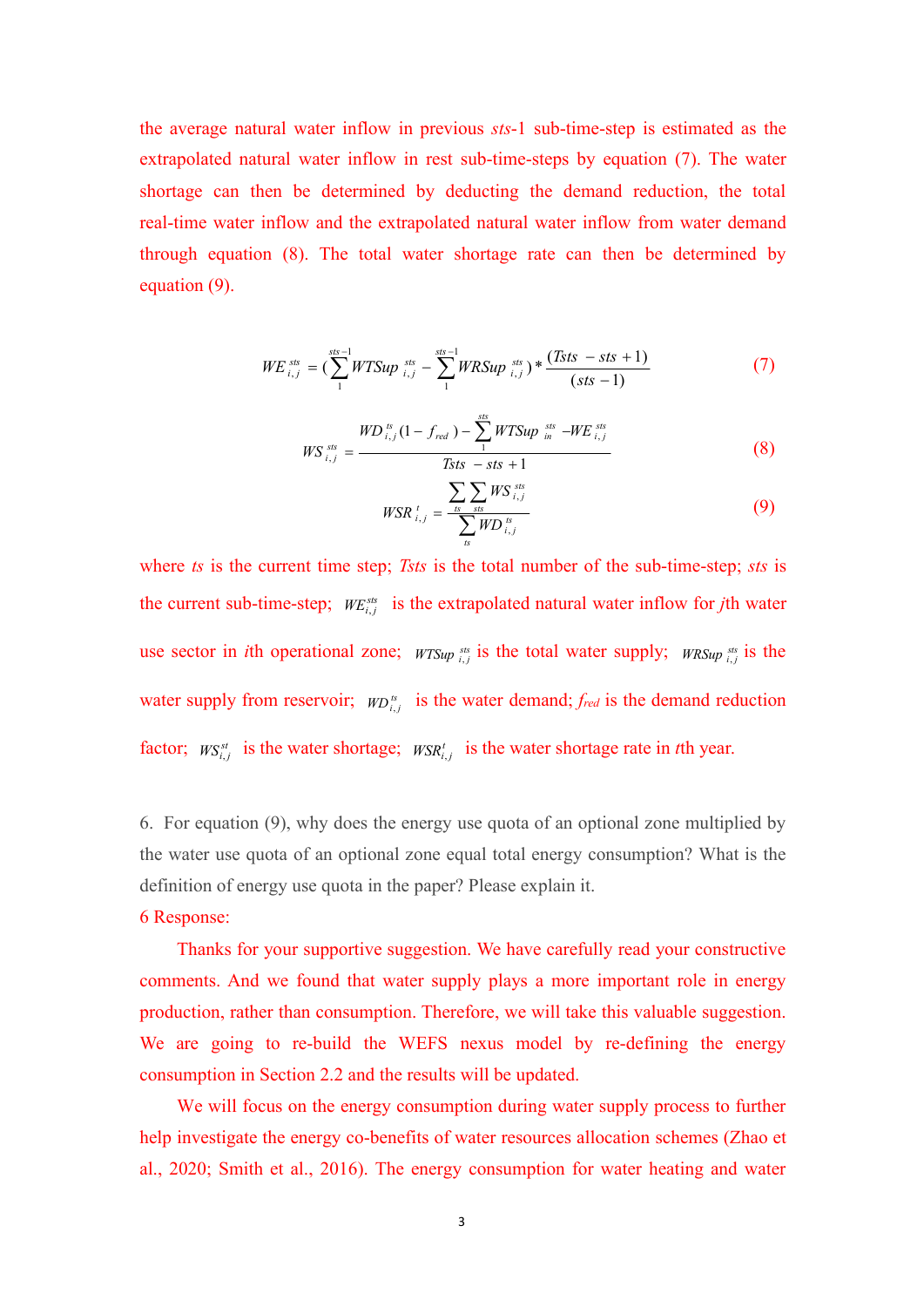the average natural water inflow in previous *sts*-1 sub-time-step is estimated as the extrapolated natural water inflow in rest sub-time-steps by equation (7). The water shortage can then be determined by deducting the demand reduction, the total real-time water inflow and the extrapolated natural water inflow from water demand through equation (8). The total water shortage rate can then be determined by equation (9).

$$WE_{i,j}^{sts} = \left(\sum_{1}^{sts-1} WTSup_{i,j}^{sts} - \sum_{1}^{sts-1} WRSup_{i,j}^{sts}\right) * \frac{(Tsts - sts + 1)}{(sts - 1)} \quad (7)$$

$$WS_{i,j}^{sts} = \frac{WD_{i,j}^{ts}(1 - f_{red}) - \sum_{1}^{sts} WTSup_{in}^{sts} - WE_{i,j}^{sts}}{Tsts - sts + 1} \quad (8)$$

$$WSR_{i,j}^{t} = \frac{\sum_{ts}\sum_{sts} WS_{i,j}^{sts}}{\sum_{ts} WD_{i,j}^{ts}} \quad (9)$$

where *ts* is the current time step; *Tsts* is the total number of the sub-time-step; *sts* is the current sub-time-step; $WE_{i,j}^{sts}$ is the extrapolated natural water inflow for *j*th water use sector in *i*th operational zone; $WTSup_{i,j}^{sts}$ is the total water supply; $WRSup_{i,j}^{sts}$ is the water supply from reservoir; $WD_{i,j}^{ts}$ is the water demand; $f_{red}$ is the demand reduction factor; $WS_{i,j}^{st}$ is the water shortage; $WSR_{i,j}^{t}$ is the water shortage rate in *t*th year.

6. For equation (9), why does the energy use quota of an optional zone multiplied by the water use quota of an optional zone equal total energy consumption? What is the definition of energy use quota in the paper? Please explain it.

6 Response:

Thanks for your supportive suggestion. We have carefully read your constructive comments. And we found that water supply plays a more important role in energy production, rather than consumption. Therefore, we will take this valuable suggestion. We are going to re-build the WEFS nexus model by re-defining the energy consumption in Section 2.2 and the results will be updated.

We will focus on the energy consumption during water supply process to further help investigate the energy co-benefits of water resources allocation schemes (Zhao et al., 2020; Smith et al., 2016). The energy consumption for water heating and water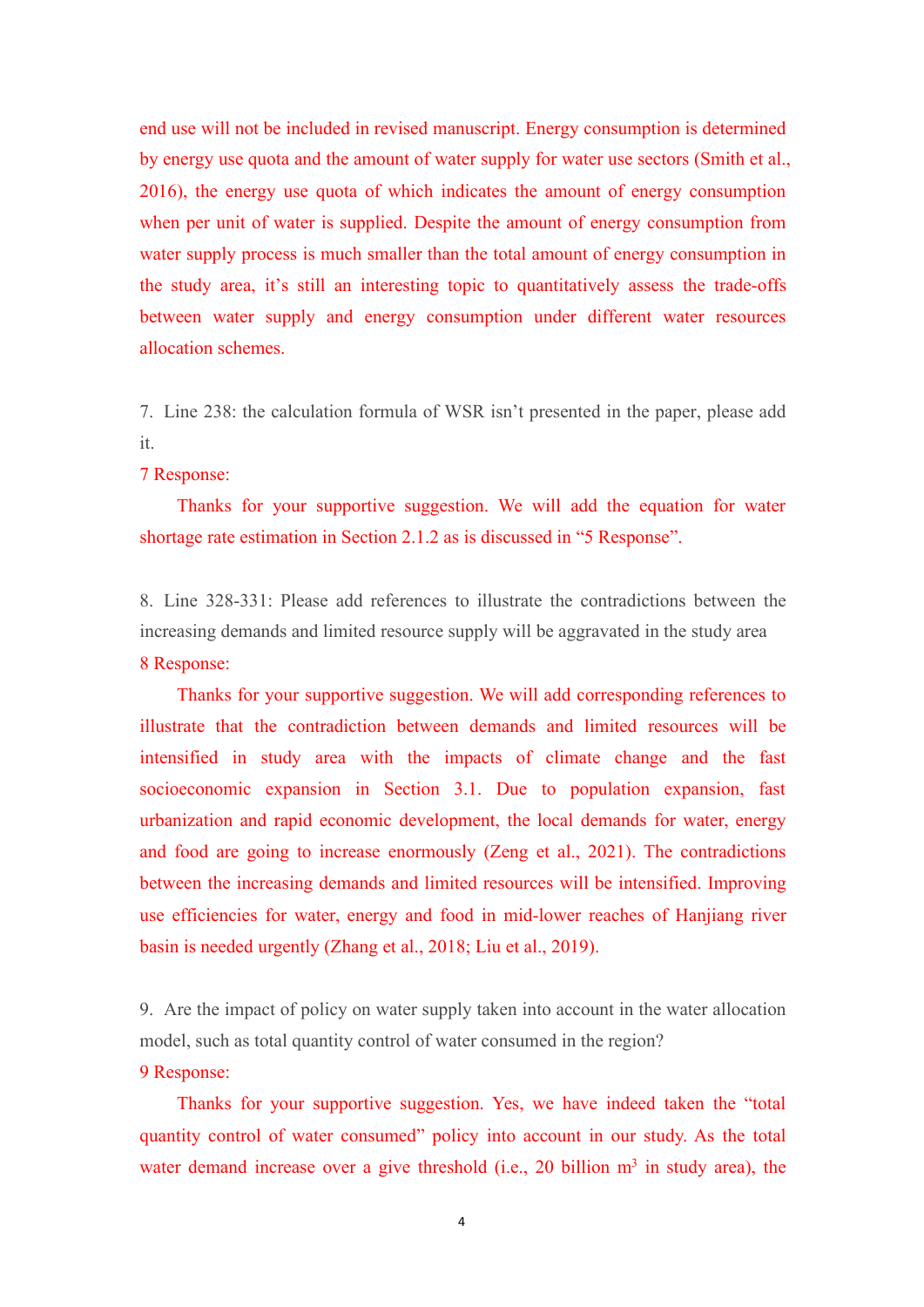end use will not be included in revised manuscript. Energy consumption is determined by energy use quota and the amount of water supply for water use sectors (Smith et al., 2016), the energy use quota of which indicates the amount of energy consumption when per unit of water is supplied. Despite the amount of energy consumption from water supply process is much smaller than the total amount of energy consumption in the study area, it's still an interesting topic to quantitatively assess the trade-offs between water supply and energy consumption under different water resources allocation schemes.

7. Line 238: the calculation formula of WSR isn't presented in the paper, please add it.

7 Response:

Thanks for your supportive suggestion. We will add the equation for water shortage rate estimation in Section 2.1.2 as is discussed in "5 Response".

8. Line 328-331: Please add references to illustrate the contradictions between the increasing demands and limited resource supply will be aggravated in the study area

8 Response:

Thanks for your supportive suggestion. We will add corresponding references to illustrate that the contradiction between demands and limited resources will be intensified in study area with the impacts of climate change and the fast socioeconomic expansion in Section 3.1. Due to population expansion, fast urbanization and rapid economic development, the local demands for water, energy and food are going to increase enormously (Zeng et al., 2021). The contradictions between the increasing demands and limited resources will be intensified. Improving use efficiencies for water, energy and food in mid-lower reaches of Hanjiang river basin is needed urgently (Zhang et al., 2018; Liu et al., 2019).

9. Are the impact of policy on water supply taken into account in the water allocation model, such as total quantity control of water consumed in the region?

9 Response:

Thanks for your supportive suggestion. Yes, we have indeed taken the "total quantity control of water consumed" policy into account in our study. As the total water demand increase over a give threshold (i.e., 20 billion $m^3$ in study area), the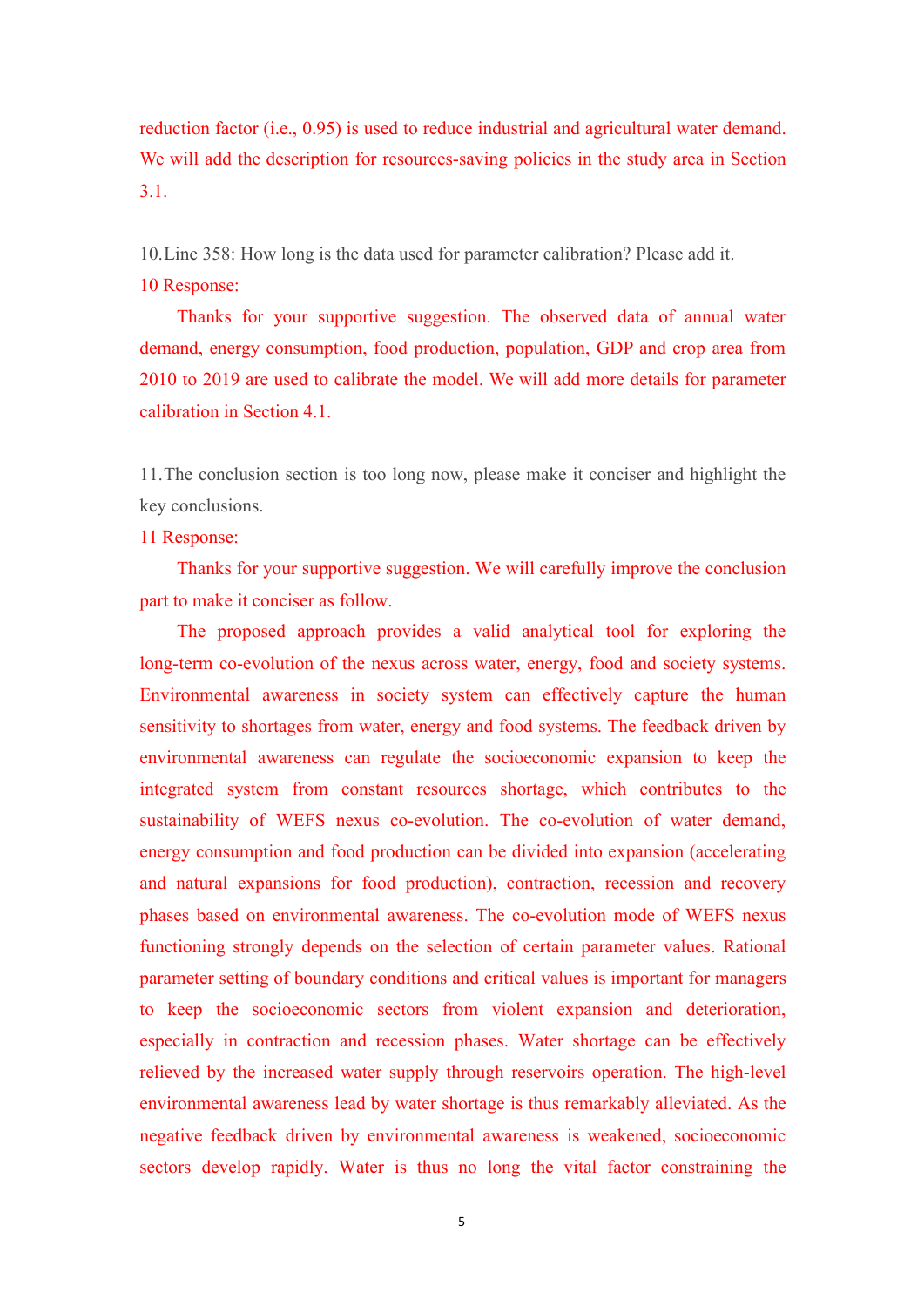reduction factor (i.e., 0.95) is used to reduce industrial and agricultural water demand. We will add the description for resources-saving policies in the study area in Section 3.1.

10. Line 358: How long is the data used for parameter calibration? Please add it.

10 Response:

Thanks for your supportive suggestion. The observed data of annual water demand, energy consumption, food production, population, GDP and crop area from 2010 to 2019 are used to calibrate the model. We will add more details for parameter calibration in Section 4.1.

11. The conclusion section is too long now, please make it conciser and highlight the key conclusions.

11 Response:

Thanks for your supportive suggestion. We will carefully improve the conclusion part to make it conciser as follow.

The proposed approach provides a valid analytical tool for exploring the long-term co-evolution of the nexus across water, energy, food and society systems. Environmental awareness in society system can effectively capture the human sensitivity to shortages from water, energy and food systems. The feedback driven by environmental awareness can regulate the socioeconomic expansion to keep the integrated system from constant resources shortage, which contributes to the sustainability of WEFS nexus co-evolution. The co-evolution of water demand, energy consumption and food production can be divided into expansion (accelerating and natural expansions for food production), contraction, recession and recovery phases based on environmental awareness. The co-evolution mode of WEFS nexus functioning strongly depends on the selection of certain parameter values. Rational parameter setting of boundary conditions and critical values is important for managers to keep the socioeconomic sectors from violent expansion and deterioration, especially in contraction and recession phases. Water shortage can be effectively relieved by the increased water supply through reservoirs operation. The high-level environmental awareness lead by water shortage is thus remarkably alleviated. As the negative feedback driven by environmental awareness is weakened, socioeconomic sectors develop rapidly. Water is thus no long the vital factor constraining the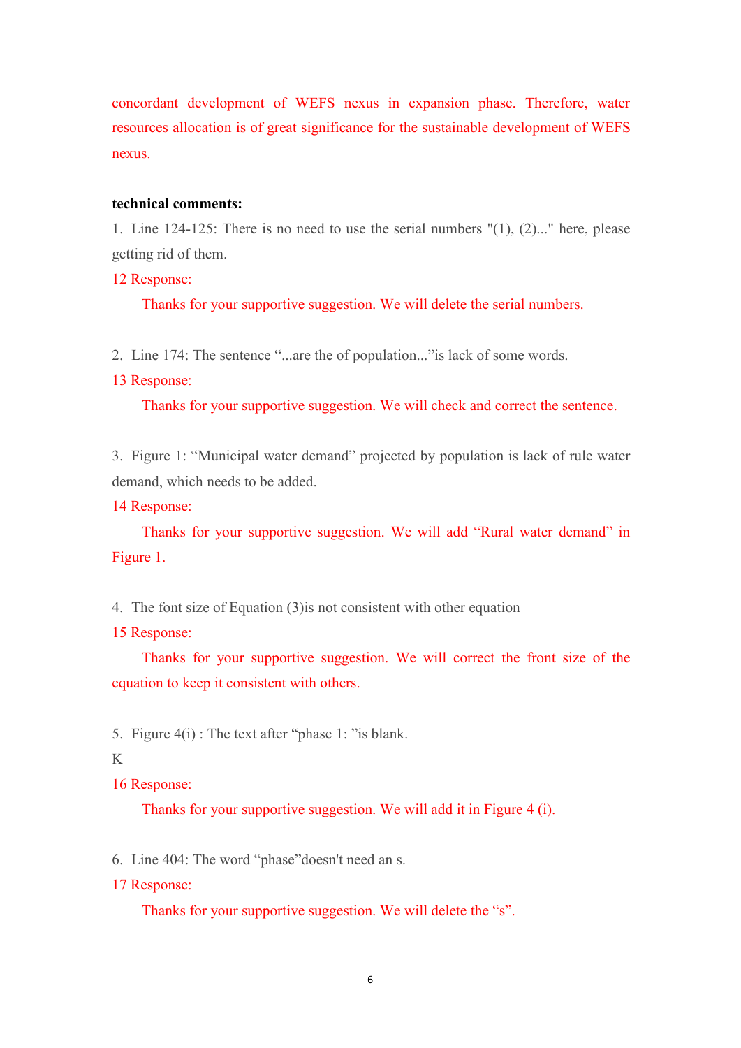concordant development of WEFS nexus in expansion phase. Therefore, water resources allocation is of great significance for the sustainable development of WEFS nexus.

**technical comments:**

1. Line 124-125: There is no need to use the serial numbers "(1), (2)..." here, please getting rid of them.

12 Response:

Thanks for your supportive suggestion. We will delete the serial numbers.

2. Line 174: The sentence "...are the of population..."is lack of some words.

13 Response:

Thanks for your supportive suggestion. We will check and correct the sentence.

3. Figure 1: "Municipal water demand" projected by population is lack of rule water demand, which needs to be added.

14 Response:

Thanks for your supportive suggestion. We will add "Rural water demand" in Figure 1.

4. The font size of Equation (3)is not consistent with other equation

15 Response:

Thanks for your supportive suggestion. We will correct the front size of the equation to keep it consistent with others.

5. Figure 4(i) : The text after "phase 1: "is blank.

K

16 Response:

Thanks for your supportive suggestion. We will add it in Figure 4 (i).

6. Line 404: The word "phase"doesn't need an s.

17 Response:

Thanks for your supportive suggestion. We will delete the "s".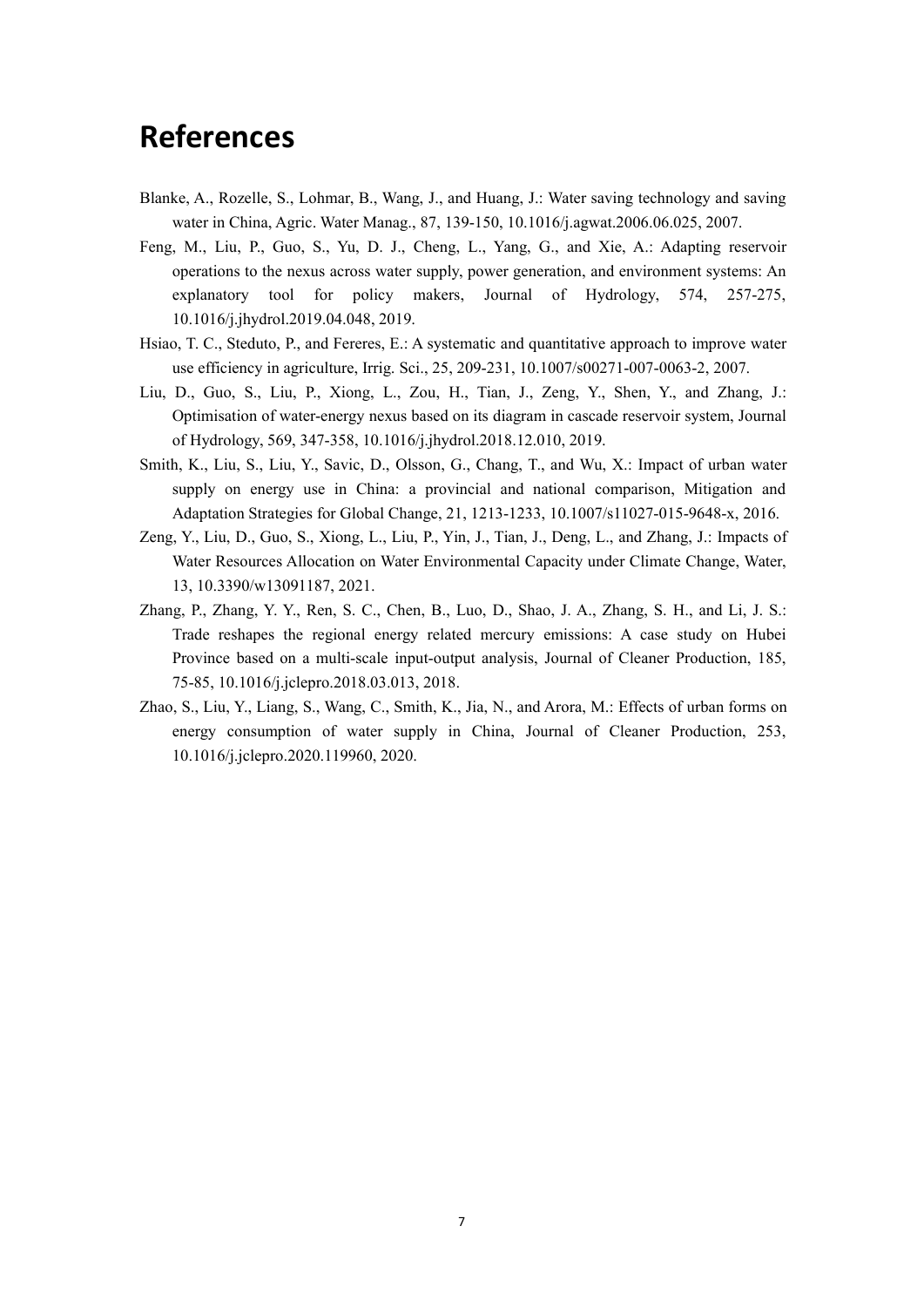# References

Blanke, A., Rozelle, S., Lohmar, B., Wang, J., and Huang, J.: Water saving technology and saving water in China, Agric. Water Manag., 87, 139-150, 10.1016/j.agwat.2006.06.025, 2007.

Feng, M., Liu, P., Guo, S., Yu, D. J., Cheng, L., Yang, G., and Xie, A.: Adapting reservoir operations to the nexus across water supply, power generation, and environment systems: An explanatory tool for policy makers, Journal of Hydrology, 574, 257-275, 10.1016/j.jhydrol.2019.04.048, 2019.

Hsiao, T. C., Steduto, P., and Fereres, E.: A systematic and quantitative approach to improve water use efficiency in agriculture, Irrig. Sci., 25, 209-231, 10.1007/s00271-007-0063-2, 2007.

Liu, D., Guo, S., Liu, P., Xiong, L., Zou, H., Tian, J., Zeng, Y., Shen, Y., and Zhang, J.: Optimisation of water-energy nexus based on its diagram in cascade reservoir system, Journal of Hydrology, 569, 347-358, 10.1016/j.jhydrol.2018.12.010, 2019.

Smith, K., Liu, S., Liu, Y., Savic, D., Olsson, G., Chang, T., and Wu, X.: Impact of urban water supply on energy use in China: a provincial and national comparison, Mitigation and Adaptation Strategies for Global Change, 21, 1213-1233, 10.1007/s11027-015-9648-x, 2016.

Zeng, Y., Liu, D., Guo, S., Xiong, L., Liu, P., Yin, J., Tian, J., Deng, L., and Zhang, J.: Impacts of Water Resources Allocation on Water Environmental Capacity under Climate Change, Water, 13, 10.3390/w13091187, 2021.

Zhang, P., Zhang, Y. Y., Ren, S. C., Chen, B., Luo, D., Shao, J. A., Zhang, S. H., and Li, J. S.: Trade reshapes the regional energy related mercury emissions: A case study on Hubei Province based on a multi-scale input-output analysis, Journal of Cleaner Production, 185, 75-85, 10.1016/j.jclepro.2018.03.013, 2018.

Zhao, S., Liu, Y., Liang, S., Wang, C., Smith, K., Jia, N., and Arora, M.: Effects of urban forms on energy consumption of water supply in China, Journal of Cleaner Production, 253, 10.1016/j.jclepro.2020.119960, 2020.